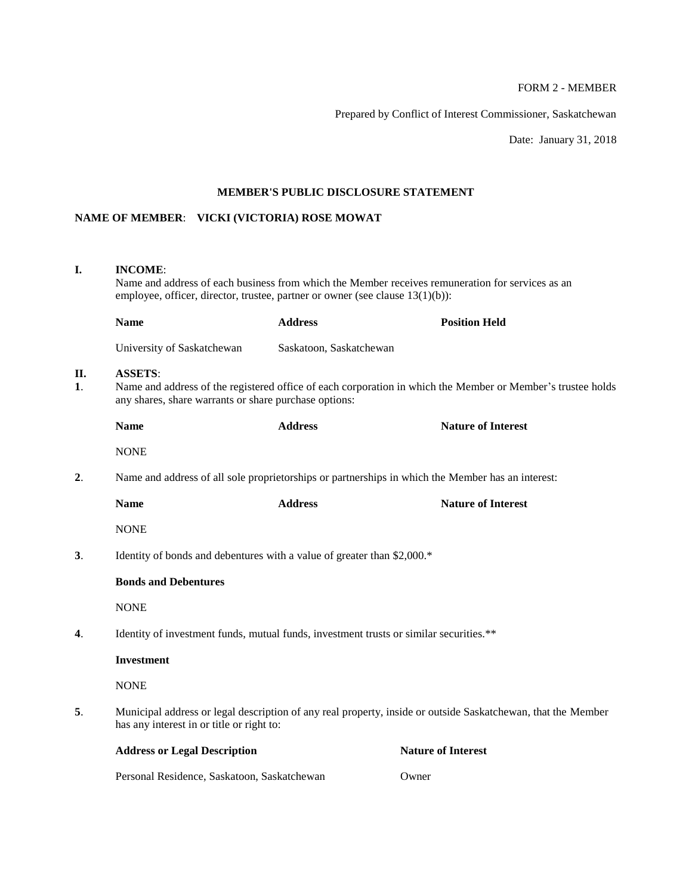FORM 2 - MEMBER

Prepared by Conflict of Interest Commissioner, Saskatchewan

Date: January 31, 2018

## MEMBER'S PUBLIC DISCLOSURE STATEMENT

**NAME OF MEMBER**: **VICKI (VICTORIA) ROSE MOWAT**

**I. INCOME**:

Name and address of each business from which the Member receives remuneration for services as an employee, officer, director, trustee, partner or owner (see clause 13(1)(b)):

| Name | Address | Position Held |
| --- | --- | --- |
| University of Saskatchewan | Saskatoon, Saskatchewan | |

**II. ASSETS**:

**1**. Name and address of the registered office of each corporation in which the Member or Member's trustee holds any shares, share warrants or share purchase options:

| Name | Address | Nature of Interest |
| --- | --- | --- |
| NONE | | |

**2**. Name and address of all sole proprietorships or partnerships in which the Member has an interest:

| Name | Address | Nature of Interest |
| --- | --- | --- |
| NONE | | |

**3**. Identity of bonds and debentures with a value of greater than $2,000.*

**Bonds and Debentures**

NONE

**4**. Identity of investment funds, mutual funds, investment trusts or similar securities.**

**Investment**

NONE

**5**. Municipal address or legal description of any real property, inside or outside Saskatchewan, that the Member has any interest in or title or right to:

| Address or Legal Description | Nature of Interest |
| --- | --- |
| Personal Residence, Saskatoon, Saskatchewan | Owner |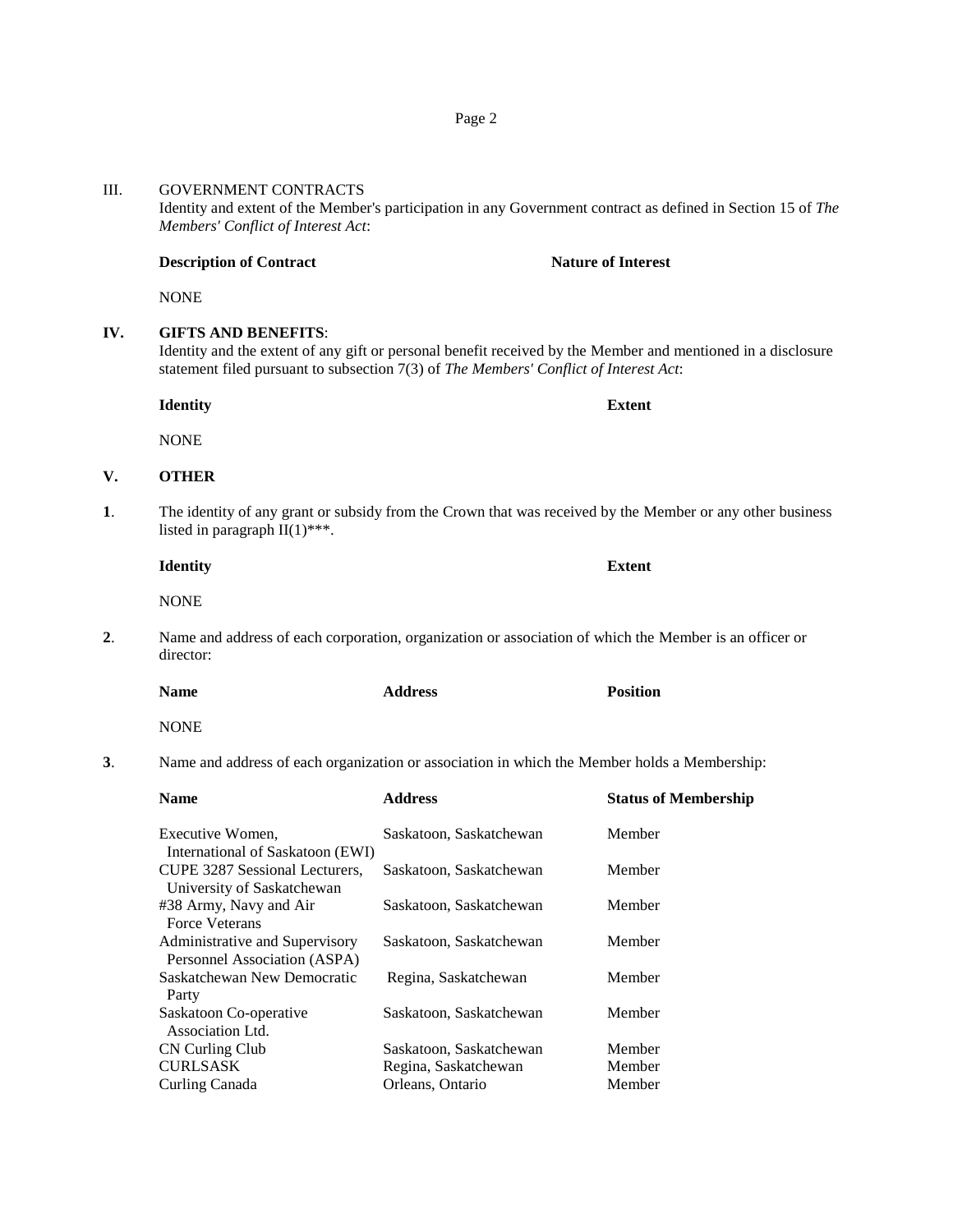## III. GOVERNMENT CONTRACTS

Identity and extent of the Member's participation in any Government contract as defined in Section 15 of *The Members' Conflict of Interest Act*:

| **Description of Contract** | **Nature of Interest** |
|---|---|
| NONE | |

## IV. GIFTS AND BENEFITS:

Identity and the extent of any gift or personal benefit received by the Member and mentioned in a disclosure statement filed pursuant to subsection 7(3) of *The Members' Conflict of Interest Act*:

| **Identity** | **Extent** |
|---|---|
| NONE | |

## V. OTHER

**1**. The identity of any grant or subsidy from the Crown that was received by the Member or any other business listed in paragraph II(1)***.

| **Identity** | **Extent** |
|---|---|
| NONE | |

**2**. Name and address of each corporation, organization or association of which the Member is an officer or director:

| **Name** | **Address** | **Position** |
|---|---|---|
| NONE | | |

**3**. Name and address of each organization or association in which the Member holds a Membership:

| **Name** | **Address** | **Status of Membership** |
|---|---|---|
| Executive Women, International of Saskatoon (EWI) | Saskatoon, Saskatchewan | Member |
| CUPE 3287 Sessional Lecturers, University of Saskatchewan | Saskatoon, Saskatchewan | Member |
| #38 Army, Navy and Air Force Veterans | Saskatoon, Saskatchewan | Member |
| Administrative and Supervisory Personnel Association (ASPA) | Saskatoon, Saskatchewan | Member |
| Saskatchewan New Democratic Party | Regina, Saskatchewan | Member |
| Saskatoon Co-operative Association Ltd. | Saskatoon, Saskatchewan | Member |
| CN Curling Club | Saskatoon, Saskatchewan | Member |
| CURLSASK | Regina, Saskatchewan | Member |
| Curling Canada | Orleans, Ontario | Member |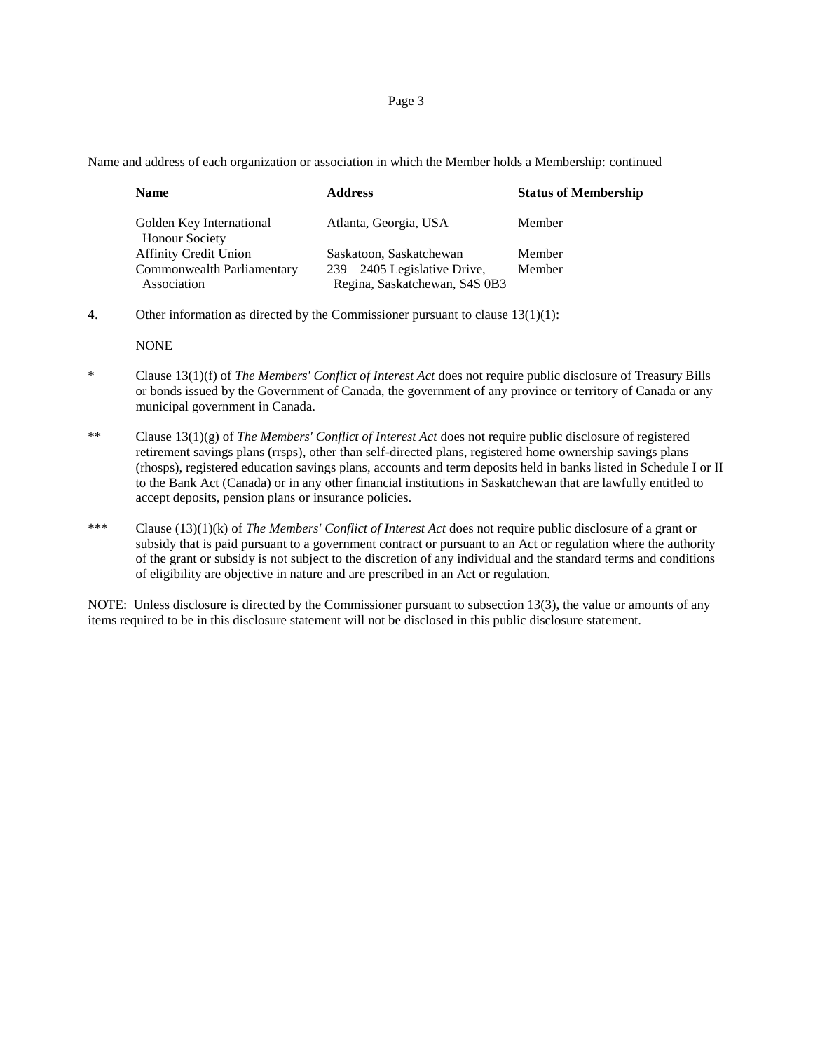Name and address of each organization or association in which the Member holds a Membership: continued

| Name | Address | Status of Membership |
|---|---|---|
| Golden Key International Honour Society | Atlanta, Georgia, USA | Member |
| Affinity Credit Union | Saskatoon, Saskatchewan | Member |
| Commonwealth Parliamentary Association | 239 – 2405 Legislative Drive, Regina, Saskatchewan, S4S 0B3 | Member |

**4**. Other information as directed by the Commissioner pursuant to clause 13(1)(1):

NONE

\* Clause 13(1)(f) of *The Members' Conflict of Interest Act* does not require public disclosure of Treasury Bills or bonds issued by the Government of Canada, the government of any province or territory of Canada or any municipal government in Canada.

\*\* Clause 13(1)(g) of *The Members' Conflict of Interest Act* does not require public disclosure of registered retirement savings plans (rrsps), other than self-directed plans, registered home ownership savings plans (rhosps), registered education savings plans, accounts and term deposits held in banks listed in Schedule I or II to the Bank Act (Canada) or in any other financial institutions in Saskatchewan that are lawfully entitled to accept deposits, pension plans or insurance policies.

\*\*\* Clause (13)(1)(k) of *The Members' Conflict of Interest Act* does not require public disclosure of a grant or subsidy that is paid pursuant to a government contract or pursuant to an Act or regulation where the authority of the grant or subsidy is not subject to the discretion of any individual and the standard terms and conditions of eligibility are objective in nature and are prescribed in an Act or regulation.

NOTE: Unless disclosure is directed by the Commissioner pursuant to subsection 13(3), the value or amounts of any items required to be in this disclosure statement will not be disclosed in this public disclosure statement.